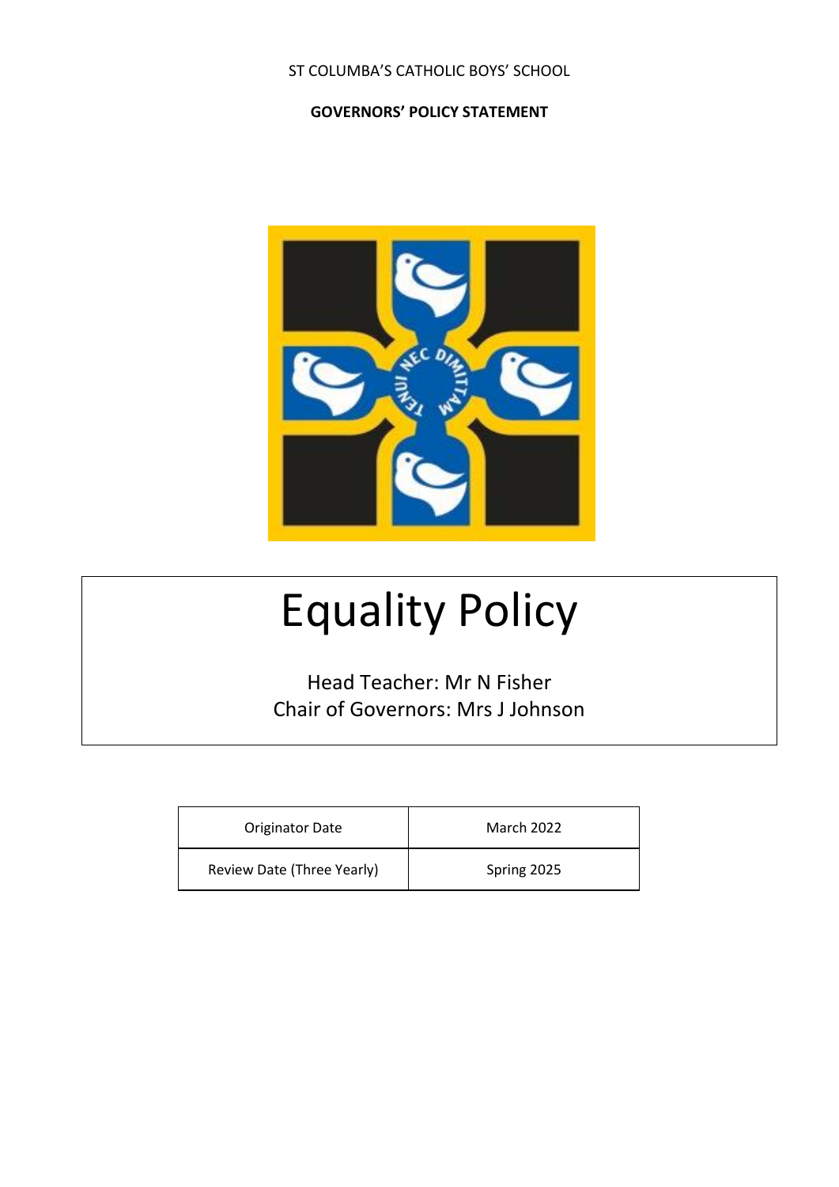ST COLUMBA'S CATHOLIC BOYS' SCHOOL

**GOVERNORS' POLICY STATEMENT**

# Equality Policy

Head Teacher: Mr N Fisher
Chair of Governors: Mrs J Johnson

| Originator Date | March 2022 |
| --- | --- |
| Review Date (Three Yearly) | Spring 2025 |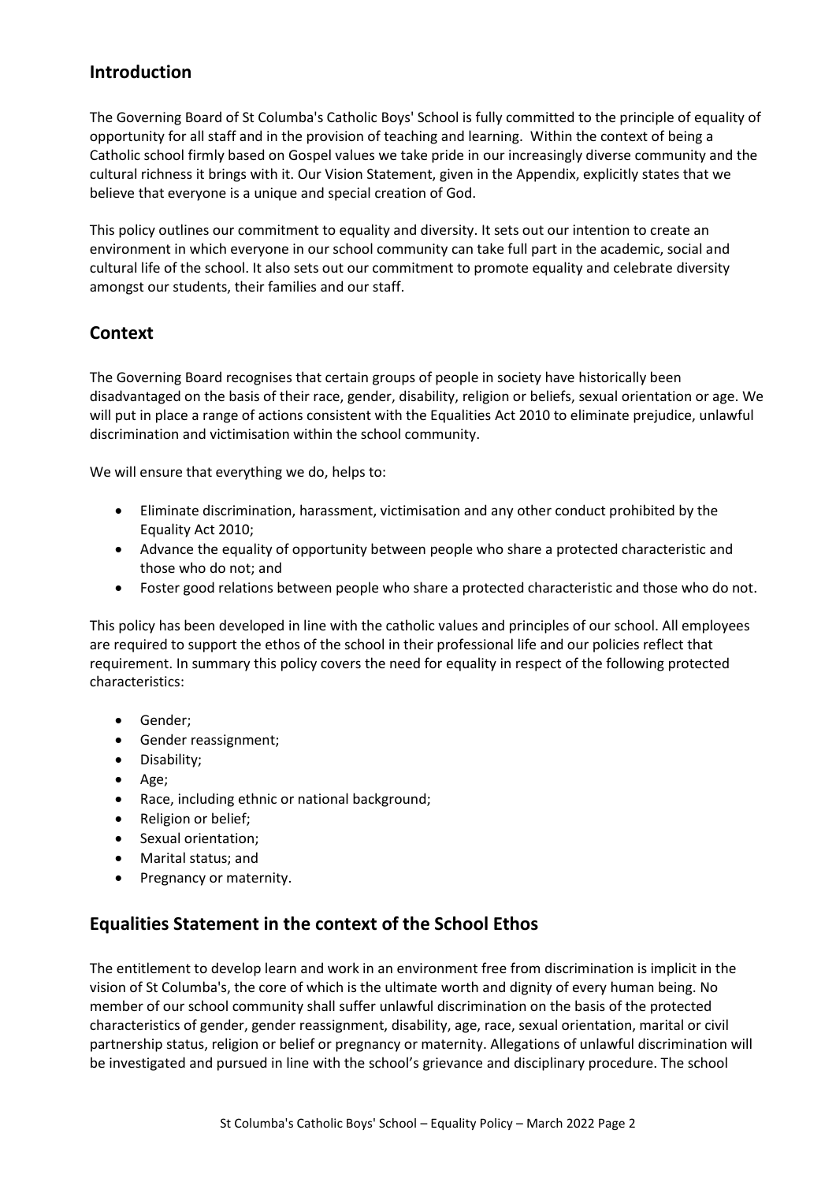## Introduction

The Governing Board of St Columba's Catholic Boys' School is fully committed to the principle of equality of opportunity for all staff and in the provision of teaching and learning. Within the context of being a Catholic school firmly based on Gospel values we take pride in our increasingly diverse community and the cultural richness it brings with it. Our Vision Statement, given in the Appendix, explicitly states that we believe that everyone is a unique and special creation of God.

This policy outlines our commitment to equality and diversity. It sets out our intention to create an environment in which everyone in our school community can take full part in the academic, social and cultural life of the school. It also sets out our commitment to promote equality and celebrate diversity amongst our students, their families and our staff.

## Context

The Governing Board recognises that certain groups of people in society have historically been disadvantaged on the basis of their race, gender, disability, religion or beliefs, sexual orientation or age. We will put in place a range of actions consistent with the Equalities Act 2010 to eliminate prejudice, unlawful discrimination and victimisation within the school community.

We will ensure that everything we do, helps to:

- Eliminate discrimination, harassment, victimisation and any other conduct prohibited by the Equality Act 2010;
- Advance the equality of opportunity between people who share a protected characteristic and those who do not; and
- Foster good relations between people who share a protected characteristic and those who do not.

This policy has been developed in line with the catholic values and principles of our school. All employees are required to support the ethos of the school in their professional life and our policies reflect that requirement. In summary this policy covers the need for equality in respect of the following protected characteristics:

- Gender;
- Gender reassignment;
- Disability;
- Age;
- Race, including ethnic or national background;
- Religion or belief;
- Sexual orientation;
- Marital status; and
- Pregnancy or maternity.

## Equalities Statement in the context of the School Ethos

The entitlement to develop learn and work in an environment free from discrimination is implicit in the vision of St Columba's, the core of which is the ultimate worth and dignity of every human being. No member of our school community shall suffer unlawful discrimination on the basis of the protected characteristics of gender, gender reassignment, disability, age, race, sexual orientation, marital or civil partnership status, religion or belief or pregnancy or maternity. Allegations of unlawful discrimination will be investigated and pursued in line with the school's grievance and disciplinary procedure. The school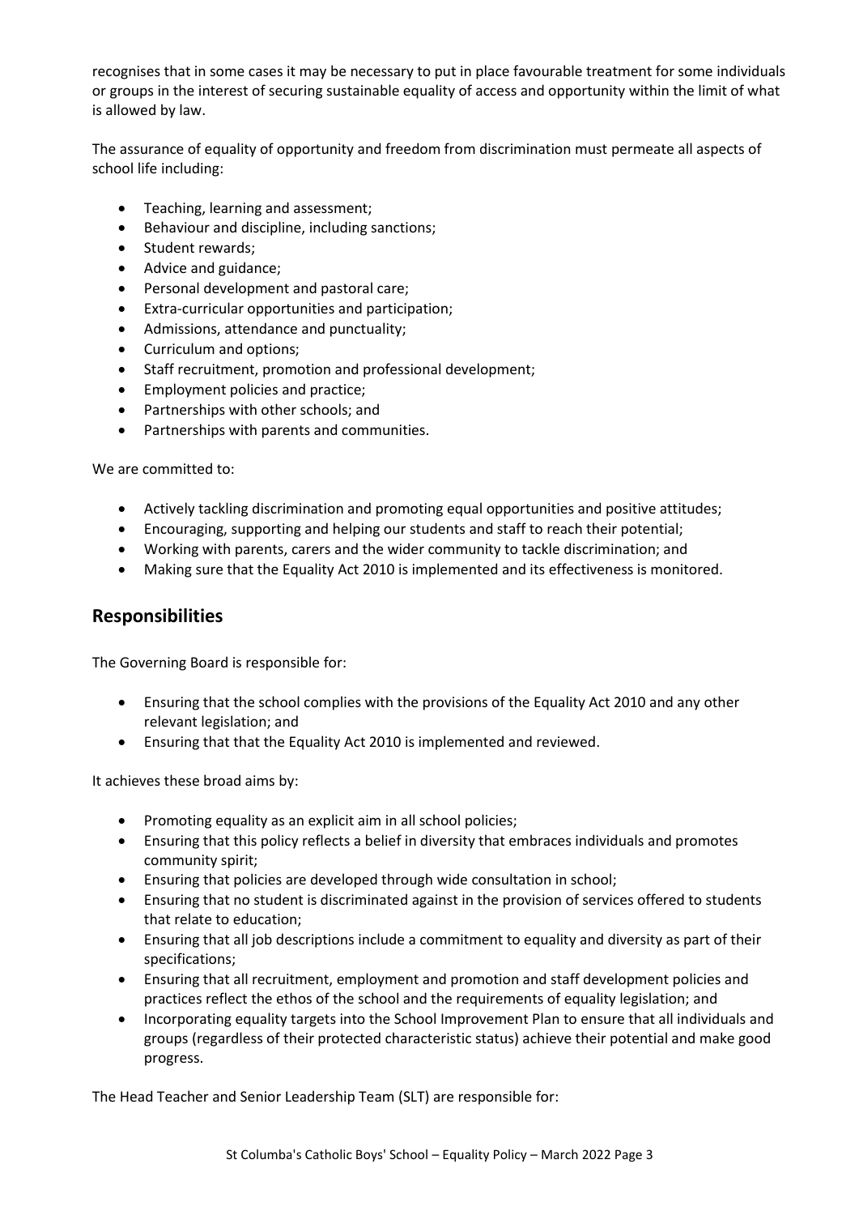recognises that in some cases it may be necessary to put in place favourable treatment for some individuals or groups in the interest of securing sustainable equality of access and opportunity within the limit of what is allowed by law.

The assurance of equality of opportunity and freedom from discrimination must permeate all aspects of school life including:

- Teaching, learning and assessment;
- Behaviour and discipline, including sanctions;
- Student rewards;
- Advice and guidance;
- Personal development and pastoral care;
- Extra-curricular opportunities and participation;
- Admissions, attendance and punctuality;
- Curriculum and options;
- Staff recruitment, promotion and professional development;
- Employment policies and practice;
- Partnerships with other schools; and
- Partnerships with parents and communities.

We are committed to:

- Actively tackling discrimination and promoting equal opportunities and positive attitudes;
- Encouraging, supporting and helping our students and staff to reach their potential;
- Working with parents, carers and the wider community to tackle discrimination; and
- Making sure that the Equality Act 2010 is implemented and its effectiveness is monitored.

## Responsibilities

The Governing Board is responsible for:

- Ensuring that the school complies with the provisions of the Equality Act 2010 and any other relevant legislation; and
- Ensuring that that the Equality Act 2010 is implemented and reviewed.

It achieves these broad aims by:

- Promoting equality as an explicit aim in all school policies;
- Ensuring that this policy reflects a belief in diversity that embraces individuals and promotes community spirit;
- Ensuring that policies are developed through wide consultation in school;
- Ensuring that no student is discriminated against in the provision of services offered to students that relate to education;
- Ensuring that all job descriptions include a commitment to equality and diversity as part of their specifications;
- Ensuring that all recruitment, employment and promotion and staff development policies and practices reflect the ethos of the school and the requirements of equality legislation; and
- Incorporating equality targets into the School Improvement Plan to ensure that all individuals and groups (regardless of their protected characteristic status) achieve their potential and make good progress.

The Head Teacher and Senior Leadership Team (SLT) are responsible for: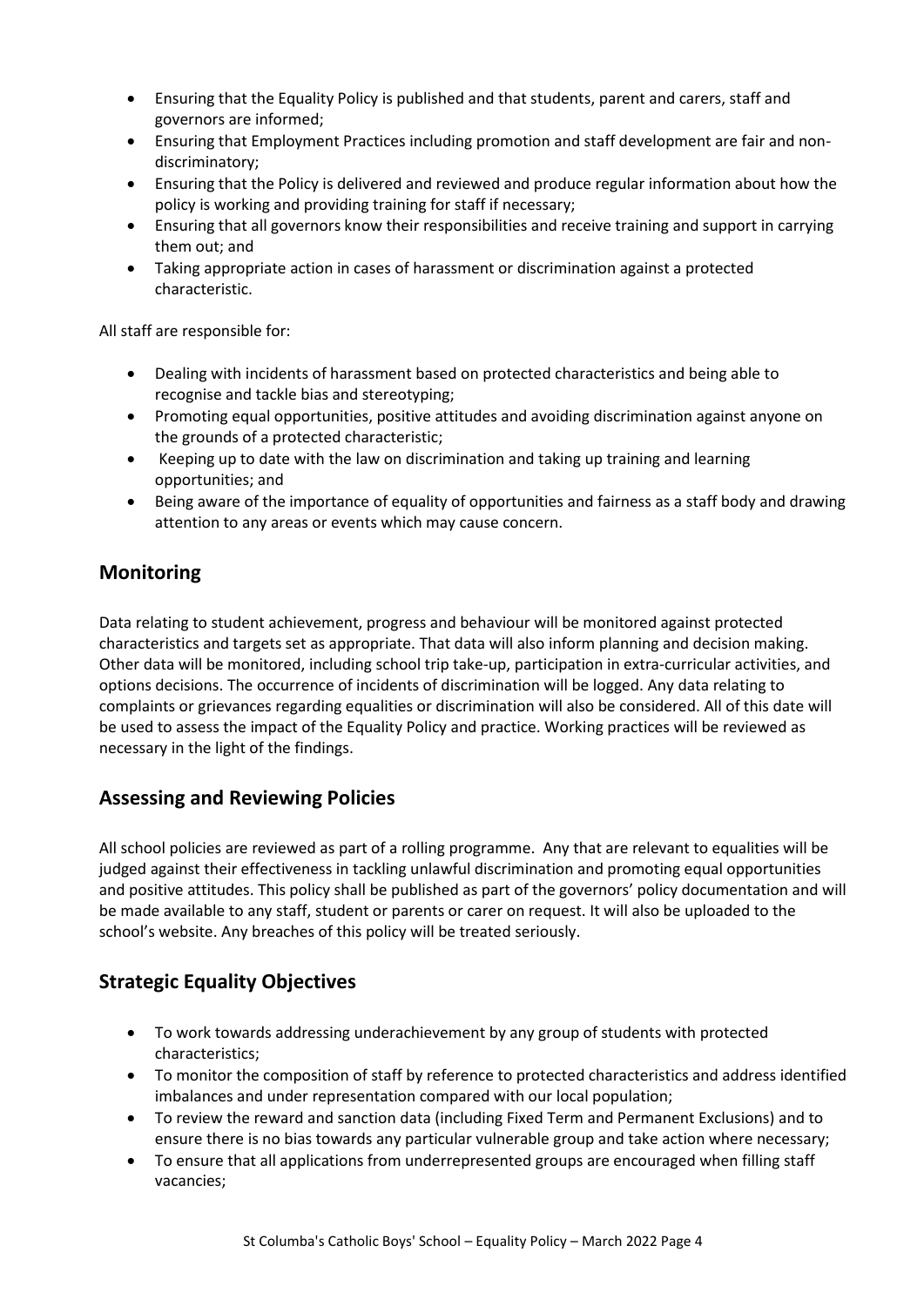- Ensuring that the Equality Policy is published and that students, parent and carers, staff and governors are informed;
- Ensuring that Employment Practices including promotion and staff development are fair and non-discriminatory;
- Ensuring that the Policy is delivered and reviewed and produce regular information about how the policy is working and providing training for staff if necessary;
- Ensuring that all governors know their responsibilities and receive training and support in carrying them out; and
- Taking appropriate action in cases of harassment or discrimination against a protected characteristic.

All staff are responsible for:

- Dealing with incidents of harassment based on protected characteristics and being able to recognise and tackle bias and stereotyping;
- Promoting equal opportunities, positive attitudes and avoiding discrimination against anyone on the grounds of a protected characteristic;
- Keeping up to date with the law on discrimination and taking up training and learning opportunities; and
- Being aware of the importance of equality of opportunities and fairness as a staff body and drawing attention to any areas or events which may cause concern.

## Monitoring

Data relating to student achievement, progress and behaviour will be monitored against protected characteristics and targets set as appropriate. That data will also inform planning and decision making. Other data will be monitored, including school trip take-up, participation in extra-curricular activities, and options decisions. The occurrence of incidents of discrimination will be logged. Any data relating to complaints or grievances regarding equalities or discrimination will also be considered. All of this date will be used to assess the impact of the Equality Policy and practice. Working practices will be reviewed as necessary in the light of the findings.

## Assessing and Reviewing Policies

All school policies are reviewed as part of a rolling programme. Any that are relevant to equalities will be judged against their effectiveness in tackling unlawful discrimination and promoting equal opportunities and positive attitudes. This policy shall be published as part of the governors' policy documentation and will be made available to any staff, student or parents or carer on request. It will also be uploaded to the school's website. Any breaches of this policy will be treated seriously.

## Strategic Equality Objectives

- To work towards addressing underachievement by any group of students with protected characteristics;
- To monitor the composition of staff by reference to protected characteristics and address identified imbalances and under representation compared with our local population;
- To review the reward and sanction data (including Fixed Term and Permanent Exclusions) and to ensure there is no bias towards any particular vulnerable group and take action where necessary;
- To ensure that all applications from underrepresented groups are encouraged when filling staff vacancies;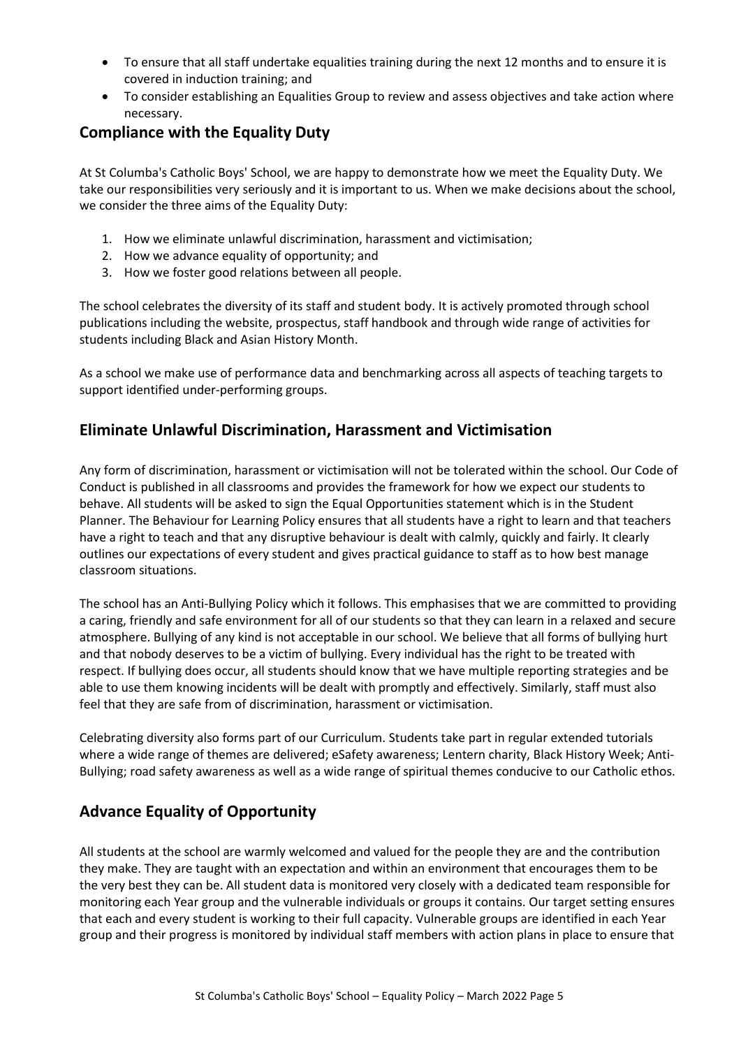- To ensure that all staff undertake equalities training during the next 12 months and to ensure it is covered in induction training; and
- To consider establishing an Equalities Group to review and assess objectives and take action where necessary.

## Compliance with the Equality Duty

At St Columba's Catholic Boys' School, we are happy to demonstrate how we meet the Equality Duty. We take our responsibilities very seriously and it is important to us. When we make decisions about the school, we consider the three aims of the Equality Duty:

1. How we eliminate unlawful discrimination, harassment and victimisation;
2. How we advance equality of opportunity; and
3. How we foster good relations between all people.

The school celebrates the diversity of its staff and student body. It is actively promoted through school publications including the website, prospectus, staff handbook and through wide range of activities for students including Black and Asian History Month.

As a school we make use of performance data and benchmarking across all aspects of teaching targets to support identified under-performing groups.

## Eliminate Unlawful Discrimination, Harassment and Victimisation

Any form of discrimination, harassment or victimisation will not be tolerated within the school. Our Code of Conduct is published in all classrooms and provides the framework for how we expect our students to behave. All students will be asked to sign the Equal Opportunities statement which is in the Student Planner. The Behaviour for Learning Policy ensures that all students have a right to learn and that teachers have a right to teach and that any disruptive behaviour is dealt with calmly, quickly and fairly. It clearly outlines our expectations of every student and gives practical guidance to staff as to how best manage classroom situations.

The school has an Anti-Bullying Policy which it follows. This emphasises that we are committed to providing a caring, friendly and safe environment for all of our students so that they can learn in a relaxed and secure atmosphere. Bullying of any kind is not acceptable in our school. We believe that all forms of bullying hurt and that nobody deserves to be a victim of bullying. Every individual has the right to be treated with respect. If bullying does occur, all students should know that we have multiple reporting strategies and be able to use them knowing incidents will be dealt with promptly and effectively. Similarly, staff must also feel that they are safe from of discrimination, harassment or victimisation.

Celebrating diversity also forms part of our Curriculum. Students take part in regular extended tutorials where a wide range of themes are delivered; eSafety awareness; Lentern charity, Black History Week; Anti-Bullying; road safety awareness as well as a wide range of spiritual themes conducive to our Catholic ethos.

## Advance Equality of Opportunity

All students at the school are warmly welcomed and valued for the people they are and the contribution they make. They are taught with an expectation and within an environment that encourages them to be the very best they can be. All student data is monitored very closely with a dedicated team responsible for monitoring each Year group and the vulnerable individuals or groups it contains. Our target setting ensures that each and every student is working to their full capacity. Vulnerable groups are identified in each Year group and their progress is monitored by individual staff members with action plans in place to ensure that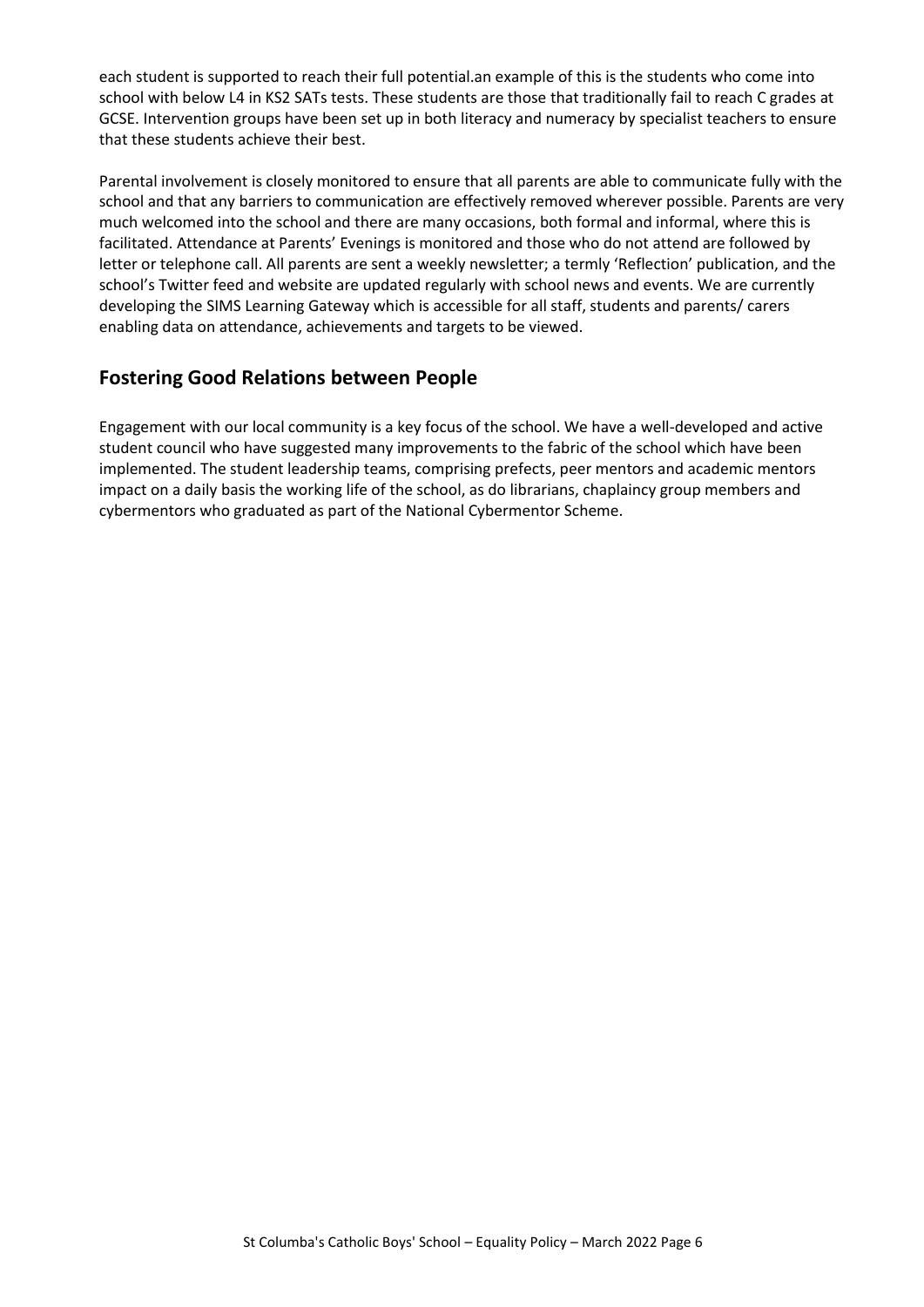each student is supported to reach their full potential.an example of this is the students who come into school with below L4 in KS2 SATs tests. These students are those that traditionally fail to reach C grades at GCSE. Intervention groups have been set up in both literacy and numeracy by specialist teachers to ensure that these students achieve their best.

Parental involvement is closely monitored to ensure that all parents are able to communicate fully with the school and that any barriers to communication are effectively removed wherever possible. Parents are very much welcomed into the school and there are many occasions, both formal and informal, where this is facilitated. Attendance at Parents' Evenings is monitored and those who do not attend are followed by letter or telephone call. All parents are sent a weekly newsletter; a termly 'Reflection' publication, and the school's Twitter feed and website are updated regularly with school news and events. We are currently developing the SIMS Learning Gateway which is accessible for all staff, students and parents/ carers enabling data on attendance, achievements and targets to be viewed.

## Fostering Good Relations between People

Engagement with our local community is a key focus of the school. We have a well-developed and active student council who have suggested many improvements to the fabric of the school which have been implemented. The student leadership teams, comprising prefects, peer mentors and academic mentors impact on a daily basis the working life of the school, as do librarians, chaplaincy group members and cybermentors who graduated as part of the National Cybermentor Scheme.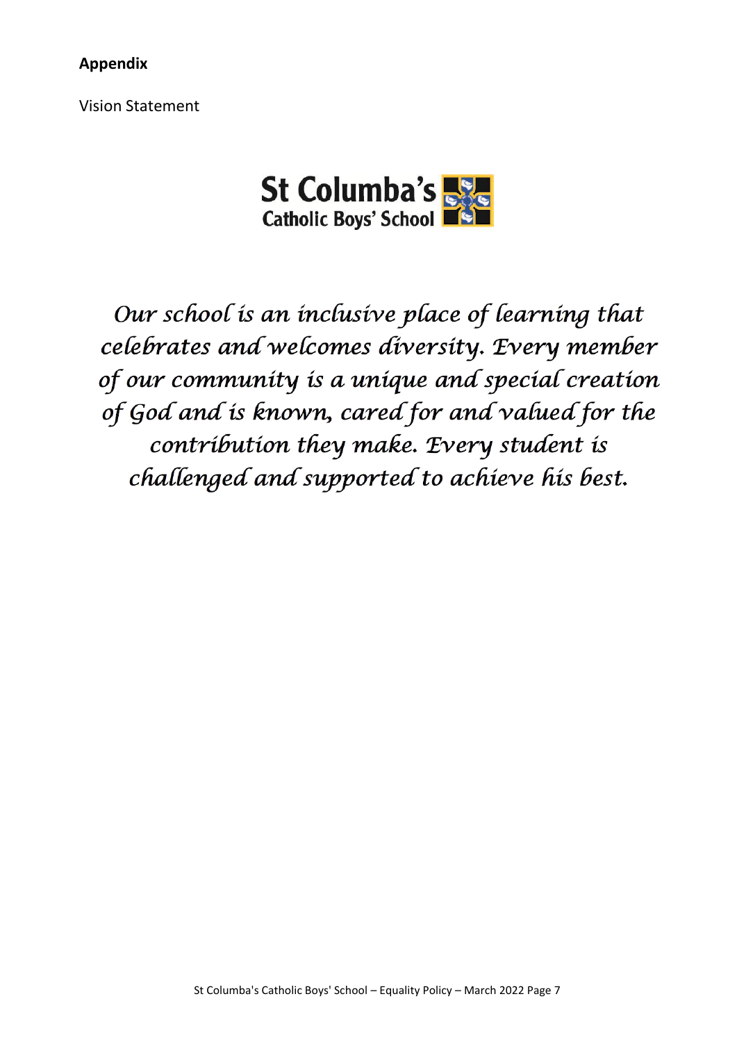**Appendix**

Vision Statement

St Columba's
Catholic Boys' School

*Our school is an inclusive place of learning that celebrates and welcomes diversity. Every member of our community is a unique and special creation of God and is known, cared for and valued for the contribution they make. Every student is challenged and supported to achieve his best.*